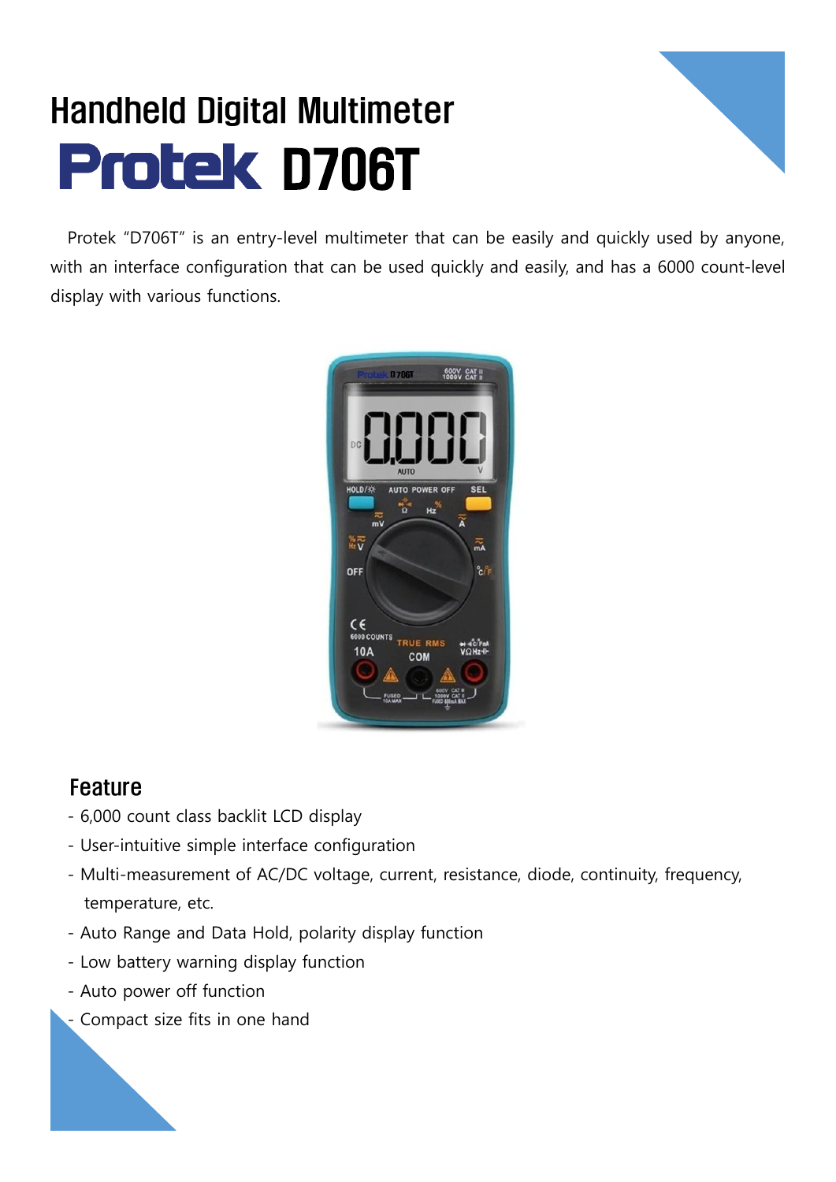# Handheld Digital Multimeter

# Protek D706T

Protek "D706T" is an entry-level multimeter that can be easily and quickly used by anyone, with an interface configuration that can be used quickly and easily, and has a 6000 count-level display with various functions.

## Feature

- 6,000 count class backlit LCD display
- User-intuitive simple interface configuration
- Multi-measurement of AC/DC voltage, current, resistance, diode, continuity, frequency, temperature, etc.
- Auto Range and Data Hold, polarity display function
- Low battery warning display function
- Auto power off function
- Compact size fits in one hand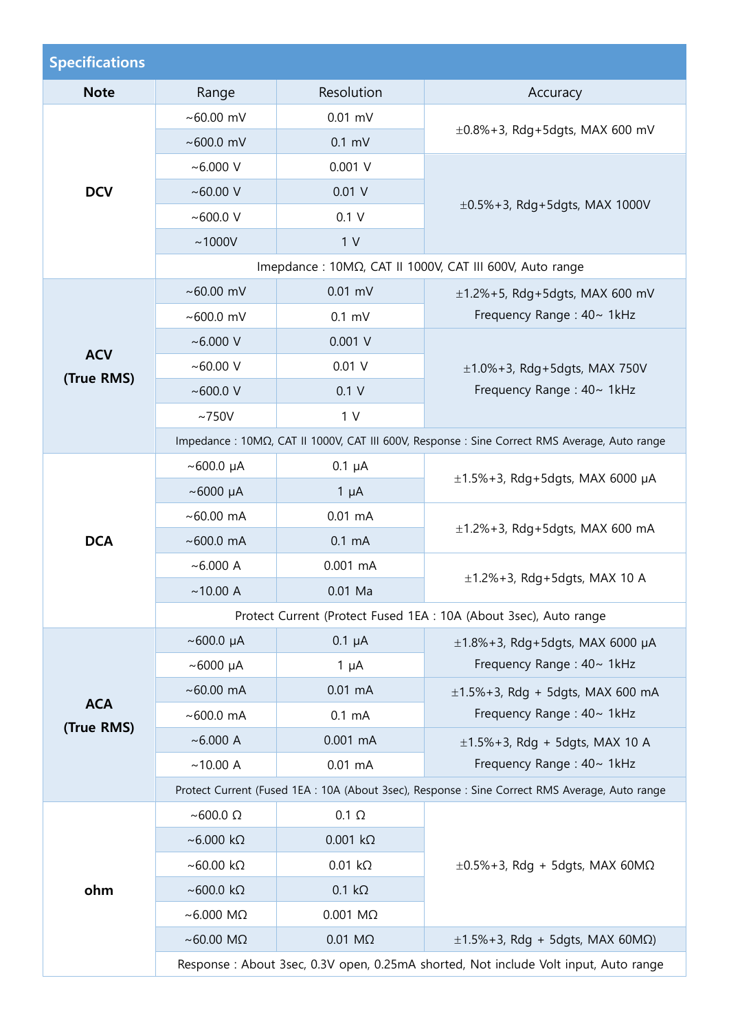## Specifications

| Note | Range | Resolution | Accuracy |
|---|---|---|---|
| DCV | ~60.00 mV | 0.01 mV | ±0.8%+3, Rdg+5dgts, MAX 600 mV |
| | ~600.0 mV | 0.1 mV | |
| | ~6.000 V | 0.001 V | ±0.5%+3, Rdg+5dgts, MAX 1000V |
| | ~60.00 V | 0.01 V | |
| | ~600.0 V | 0.1 V | |
| | ~1000V | 1 V | |
| | Imepdance : 10MΩ, CAT II 1000V, CAT III 600V, Auto range | | |
| ACV (True RMS) | ~60.00 mV | 0.01 mV | ±1.2%+5, Rdg+5dgts, MAX 600 mV Frequency Range : 40~ 1kHz |
| | ~600.0 mV | 0.1 mV | |
| | ~6.000 V | 0.001 V | ±1.0%+3, Rdg+5dgts, MAX 750V Frequency Range : 40~ 1kHz |
| | ~60.00 V | 0.01 V | |
| | ~600.0 V | 0.1 V | |
| | ~750V | 1 V | |
| | Impedance : 10MΩ, CAT II 1000V, CAT III 600V, Response : Sine Correct RMS Average, Auto range | | |
| DCA | ~600.0 μA | 0.1 μA | ±1.5%+3, Rdg+5dgts, MAX 6000 μA |
| | ~6000 μA | 1 μA | |
| | ~60.00 mA | 0.01 mA | ±1.2%+3, Rdg+5dgts, MAX 600 mA |
| | ~600.0 mA | 0.1 mA | |
| | ~6.000 A | 0.001 mA | ±1.2%+3, Rdg+5dgts, MAX 10 A |
| | ~10.00 A | 0.01 Ma | |
| | Protect Current (Protect Fused 1EA : 10A (About 3sec), Auto range | | |
| ACA (True RMS) | ~600.0 μA | 0.1 μA | ±1.8%+3, Rdg+5dgts, MAX 6000 μA Frequency Range : 40~ 1kHz |
| | ~6000 μA | 1 μA | |
| | ~60.00 mA | 0.01 mA | ±1.5%+3, Rdg + 5dgts, MAX 600 mA Frequency Range : 40~ 1kHz |
| | ~600.0 mA | 0.1 mA | |
| | ~6.000 A | 0.001 mA | ±1.5%+3, Rdg + 5dgts, MAX 10 A Frequency Range : 40~ 1kHz |
| | ~10.00 A | 0.01 mA | |
| | Protect Current (Fused 1EA : 10A (About 3sec), Response : Sine Correct RMS Average, Auto range | | |
| ohm | ~600.0 Ω | 0.1 Ω | ±0.5%+3, Rdg + 5dgts, MAX 60MΩ |
| | ~6.000 kΩ | 0.001 kΩ | |
| | ~60.00 kΩ | 0.01 kΩ | |
| | ~600.0 kΩ | 0.1 kΩ | |
| | ~6.000 MΩ | 0.001 MΩ | |
| | ~60.00 MΩ | 0.01 MΩ | ±1.5%+3, Rdg + 5dgts, MAX 60MΩ) |
| | Response : About 3sec, 0.3V open, 0.25mA shorted, Not include Volt input, Auto range | | |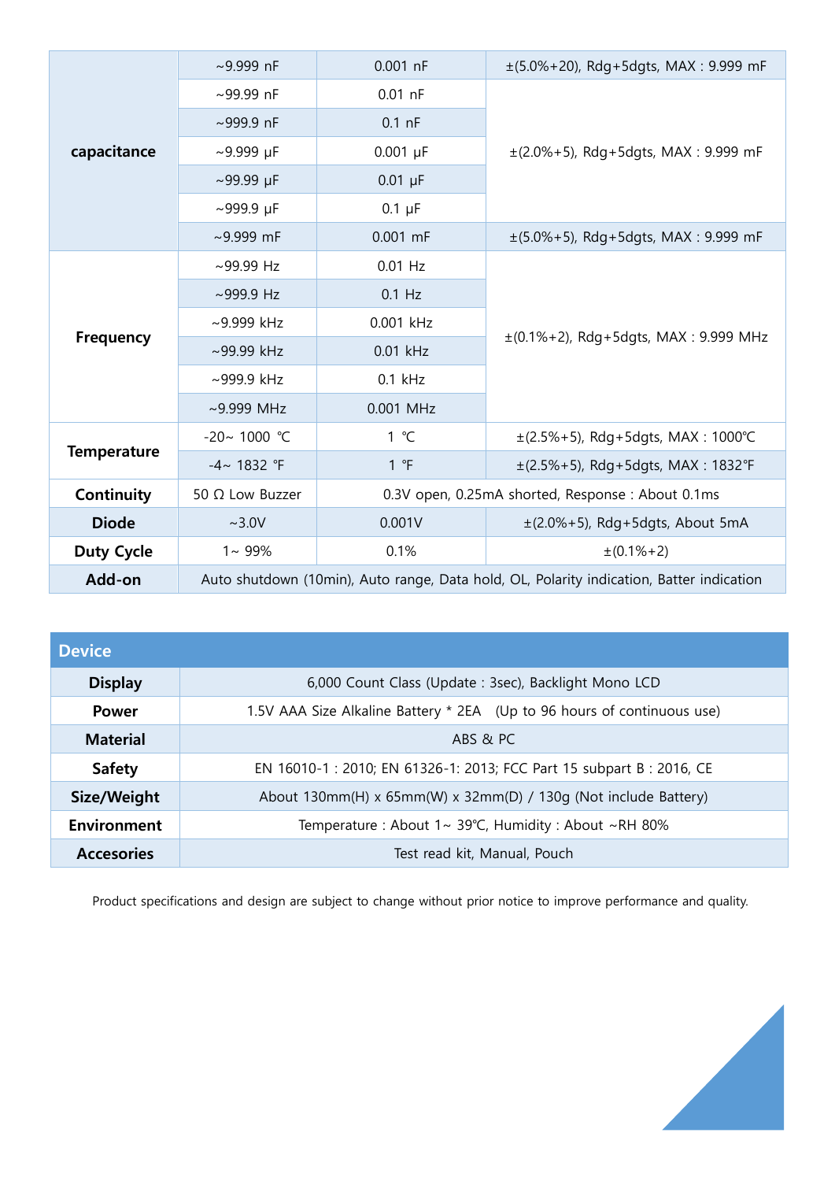| | | | |
|---|---|---|---|
| capacitance | ~9.999 nF | 0.001 nF | ±(5.0%+20), Rdg+5dgts, MAX : 9.999 mF |
| | ~99.99 nF | 0.01 nF | ±(2.0%+5), Rdg+5dgts, MAX : 9.999 mF |
| | ~999.9 nF | 0.1 nF | |
| | ~9.999 μF | 0.001 μF | |
| | ~99.99 μF | 0.01 μF | |
| | ~999.9 μF | 0.1 μF | |
| | ~9.999 mF | 0.001 mF | ±(5.0%+5), Rdg+5dgts, MAX : 9.999 mF |
| Frequency | ~99.99 Hz | 0.01 Hz | ±(0.1%+2), Rdg+5dgts, MAX : 9.999 MHz |
| | ~999.9 Hz | 0.1 Hz | |
| | ~9.999 kHz | 0.001 kHz | |
| | ~99.99 kHz | 0.01 kHz | |
| | ~999.9 kHz | 0.1 kHz | |
| | ~9.999 MHz | 0.001 MHz | |
| Temperature | -20~ 1000 ℃ | 1 ℃ | ±(2.5%+5), Rdg+5dgts, MAX : 1000℃ |
| | -4~ 1832 ℉ | 1 ℉ | ±(2.5%+5), Rdg+5dgts, MAX : 1832℉ |
| Continuity | 50 Ω Low Buzzer | 0.3V open, 0.25mA shorted, Response : About 0.1ms | |
| Diode | ~3.0V | 0.001V | ±(2.0%+5), Rdg+5dgts, About 5mA |
| Duty Cycle | 1~ 99% | 0.1% | ±(0.1%+2) |
| Add-on | Auto shutdown (10min), Auto range, Data hold, OL, Polarity indication, Batter indication | | |

| Device | |
|---|---|
| Display | 6,000 Count Class (Update : 3sec), Backlight Mono LCD |
| Power | 1.5V AAA Size Alkaline Battery * 2EA (Up to 96 hours of continuous use) |
| Material | ABS & PC |
| Safety | EN 16010-1 : 2010; EN 61326-1: 2013; FCC Part 15 subpart B : 2016, CE |
| Size/Weight | About 130mm(H) x 65mm(W) x 32mm(D) / 130g (Not include Battery) |
| Environment | Temperature : About 1~ 39℃, Humidity : About ~RH 80% |
| Accesories | Test read kit, Manual, Pouch |

Product specifications and design are subject to change without prior notice to improve performance and quality.